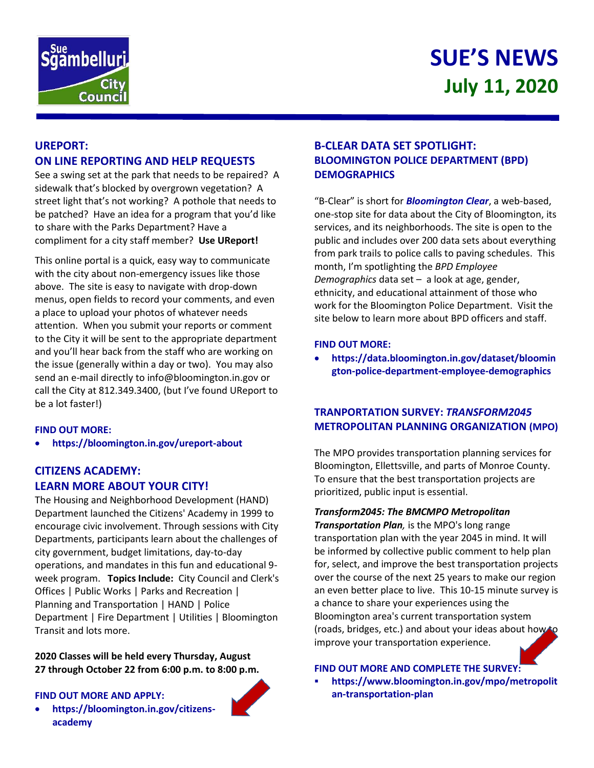# SUE'S NEWS
## July 11, 2020

Sue Sgambelluri City Council

## UREPORT: ON LINE REPORTING AND HELP REQUESTS

See a swing set at the park that needs to be repaired? A sidewalk that's blocked by overgrown vegetation? A street light that's not working? A pothole that needs to be patched? Have an idea for a program that you'd like to share with the Parks Department? Have a compliment for a city staff member? **Use UReport!**

This online portal is a quick, easy way to communicate with the city about non-emergency issues like those above. The site is easy to navigate with drop-down menus, open fields to record your comments, and even a place to upload your photos of whatever needs attention. When you submit your reports or comment to the City it will be sent to the appropriate department and you'll hear back from the staff who are working on the issue (generally within a day or two). You may also send an e-mail directly to info@bloomington.in.gov or call the City at 812.349.3400, (but I've found UReport to be a lot faster!)

**FIND OUT MORE:**

- **https://bloomington.in.gov/ureport-about**

## CITIZENS ACADEMY: LEARN MORE ABOUT YOUR CITY!

The Housing and Neighborhood Development (HAND) Department launched the Citizens' Academy in 1999 to encourage civic involvement. Through sessions with City Departments, participants learn about the challenges of city government, budget limitations, day-to-day operations, and mandates in this fun and educational 9-week program. **Topics Include:** City Council and Clerk's Offices | Public Works | Parks and Recreation | Planning and Transportation | HAND | Police Department | Fire Department | Utilities | Bloomington Transit and lots more.

**2020 Classes will be held every Thursday, August 27 through October 22 from 6:00 p.m. to 8:00 p.m.**

**FIND OUT MORE AND APPLY:**

- **https://bloomington.in.gov/citizens-academy**

## B-CLEAR DATA SET SPOTLIGHT: BLOOMINGTON POLICE DEPARTMENT (BPD) DEMOGRAPHICS

"B-Clear" is short for ***Bloomington Clear***, a web-based, one-stop site for data about the City of Bloomington, its services, and its neighborhoods. The site is open to the public and includes over 200 data sets about everything from park trails to police calls to paving schedules. This month, I'm spotlighting the *BPD Employee Demographics* data set – a look at age, gender, ethnicity, and educational attainment of those who work for the Bloomington Police Department. Visit the site below to learn more about BPD officers and staff.

**FIND OUT MORE:**

- **https://data.bloomington.in.gov/dataset/bloomington-police-department-employee-demographics**

## TRANPORTATION SURVEY: *TRANSFORM2045* METROPOLITAN PLANNING ORGANIZATION (MPO)

The MPO provides transportation planning services for Bloomington, Ellettsville, and parts of Monroe County. To ensure that the best transportation projects are prioritized, public input is essential.

***Transform2045: The BMCMPO Metropolitan Transportation Plan**,* is the MPO's long range transportation plan with the year 2045 in mind. It will be informed by collective public comment to help plan for, select, and improve the best transportation projects over the course of the next 25 years to make our region an even better place to live. This 10-15 minute survey is a chance to share your experiences using the Bloomington area's current transportation system (roads, bridges, etc.) and about your ideas about how to improve your transportation experience.

**FIND OUT MORE AND COMPLETE THE SURVEY:**

- **https://www.bloomington.in.gov/mpo/metropolitan-transportation-plan**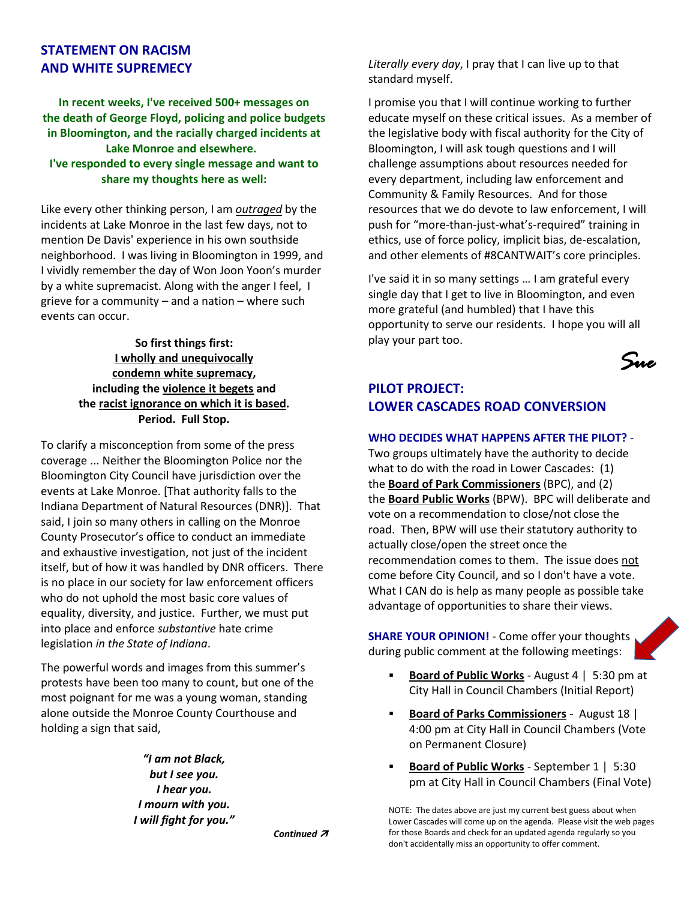## STATEMENT ON RACISM AND WHITE SUPREMECY

**In recent weeks, I've received 500+ messages on the death of George Floyd, policing and police budgets in Bloomington, and the racially charged incidents at Lake Monroe and elsewhere.**
**I've responded to every single message and want to share my thoughts here as well:**

Like every other thinking person, I am ***outraged*** by the incidents at Lake Monroe in the last few days, not to mention De Davis' experience in his own southside neighborhood. I was living in Bloomington in 1999, and I vividly remember the day of Won Joon Yoon's murder by a white supremacist. Along with the anger I feel, I grieve for a community – and a nation – where such events can occur.

**So first things first:**
**I wholly and unequivocally condemn white supremacy, including the violence it begets and the racist ignorance on which it is based. Period. Full Stop.**

To clarify a misconception from some of the press coverage ... Neither the Bloomington Police nor the Bloomington City Council have jurisdiction over the events at Lake Monroe. [That authority falls to the Indiana Department of Natural Resources (DNR)]. That said, I join so many others in calling on the Monroe County Prosecutor's office to conduct an immediate and exhaustive investigation, not just of the incident itself, but of how it was handled by DNR officers. There is no place in our society for law enforcement officers who do not uphold the most basic core values of equality, diversity, and justice. Further, we must put into place and enforce *substantive* hate crime legislation *in the State of Indiana*.

The powerful words and images from this summer's protests have been too many to count, but one of the most poignant for me was a young woman, standing alone outside the Monroe County Courthouse and holding a sign that said,

***"I am not Black,***
***but I see you.***
***I hear you.***
***I mourn with you.***
***I will fight for you."***

*Literally every day*, I pray that I can live up to that standard myself.

I promise you that I will continue working to further educate myself on these critical issues. As a member of the legislative body with fiscal authority for the City of Bloomington, I will ask tough questions and I will challenge assumptions about resources needed for every department, including law enforcement and Community & Family Resources. And for those resources that we do devote to law enforcement, I will push for "more-than-just-what's-required" training in ethics, use of force policy, implicit bias, de-escalation, and other elements of #8CANTWAIT's core principles.

I've said it in so many settings … I am grateful every single day that I get to live in Bloomington, and even more grateful (and humbled) that I have this opportunity to serve our residents. I hope you will all play your part too.

*Sue*

## PILOT PROJECT: LOWER CASCADES ROAD CONVERSION

**WHO DECIDES WHAT HAPPENS AFTER THE PILOT?** - Two groups ultimately have the authority to decide what to do with the road in Lower Cascades: (1) the **Board of Park Commissioners** (BPC), and (2) the **Board Public Works** (BPW). BPC will deliberate and vote on a recommendation to close/not close the road. Then, BPW will use their statutory authority to actually close/open the street once the recommendation comes to them. The issue does not come before City Council, and so I don't have a vote. What I CAN do is help as many people as possible take advantage of opportunities to share their views.

**SHARE YOUR OPINION!** - Come offer your thoughts during public comment at the following meetings:

- **Board of Public Works** - August 4 | 5:30 pm at City Hall in Council Chambers (Initial Report)
- **Board of Parks Commissioners** - August 18 | 4:00 pm at City Hall in Council Chambers (Vote on Permanent Closure)
- **Board of Public Works** - September 1 | 5:30 pm at City Hall in Council Chambers (Final Vote)

NOTE: The dates above are just my current best guess about when Lower Cascades will come up on the agenda. Please visit the web pages for those Boards and check for an updated agenda regularly so you don't accidentally miss an opportunity to offer comment.